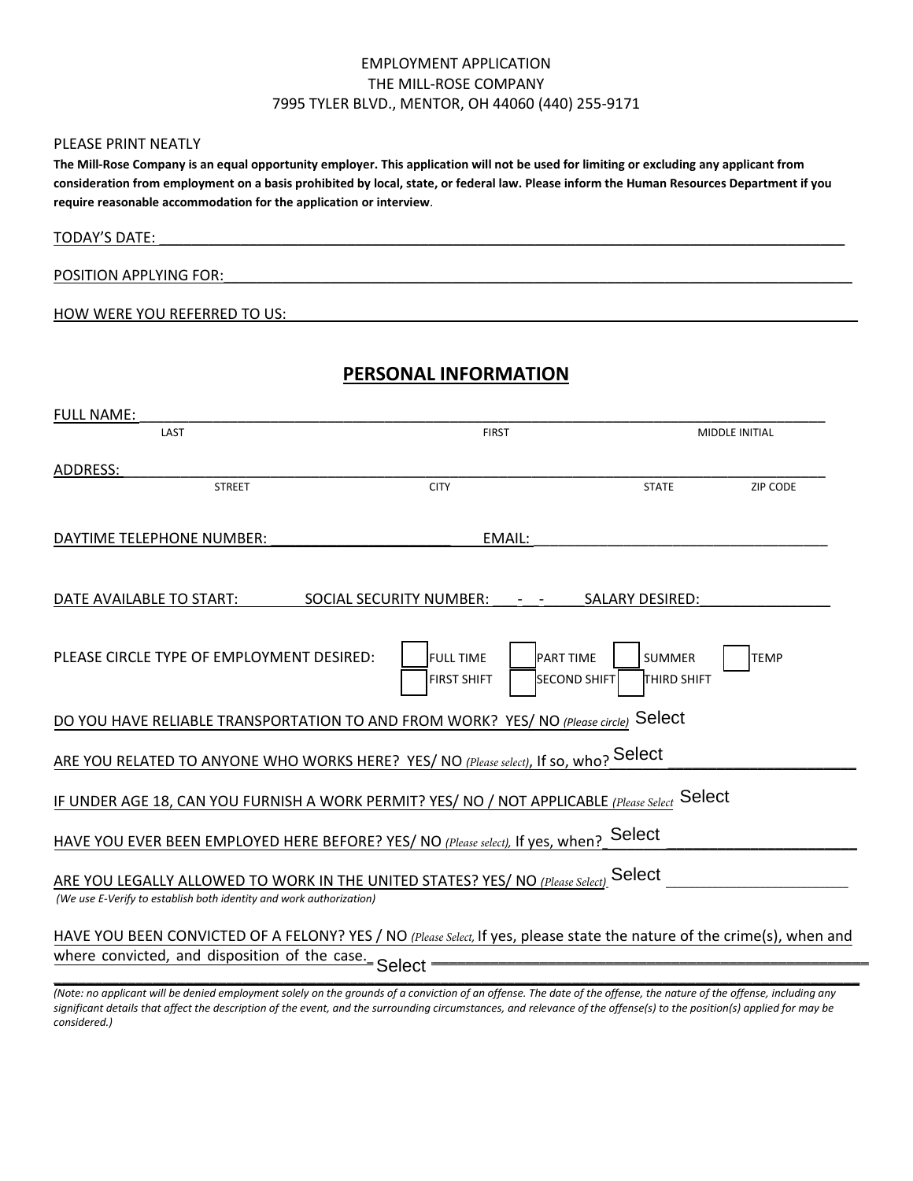EMPLOYMENT APPLICATION
THE MILL-ROSE COMPANY
7995 TYLER BLVD., MENTOR, OH 44060 (440) 255-9171

PLEASE PRINT NEATLY

**The Mill-Rose Company is an equal opportunity employer. This application will not be used for limiting or excluding any applicant from consideration from employment on a basis prohibited by local, state, or federal law. Please inform the Human Resources Department if you require reasonable accommodation for the application or interview**.

TODAY'S DATE: ______________________________

POSITION APPLYING FOR: ______________________________

HOW WERE YOU REFERRED TO US: ______________________________

## PERSONAL INFORMATION

FULL NAME: ______________________________
LAST FIRST MIDDLE INITIAL

ADDRESS: ______________________________
STREET CITY STATE ZIP CODE

DAYTIME TELEPHONE NUMBER: ____________________ EMAIL: ______________________________

DATE AVAILABLE TO START: SOCIAL SECURITY NUMBER: ___-__-____ SALARY DESIRED: ________________

PLEASE CIRCLE TYPE OF EMPLOYMENT DESIRED: ☐ FULL TIME ☐ PART TIME ☐ SUMMER ☐ TEMP
☐ FIRST SHIFT ☐ SECOND SHIFT ☐ THIRD SHIFT

DO YOU HAVE RELIABLE TRANSPORTATION TO AND FROM WORK? YES/ NO *(Please circle)* Select

ARE YOU RELATED TO ANYONE WHO WORKS HERE? YES/ NO *(Please select)*, If so, who? Select ____________________

IF UNDER AGE 18, CAN YOU FURNISH A WORK PERMIT? YES/ NO / NOT APPLICABLE *(Please Select* Select

HAVE YOU EVER BEEN EMPLOYED HERE BEFORE? YES/ NO *(Please select)*, If yes, when? Select ____________________

ARE YOU LEGALLY ALLOWED TO WORK IN THE UNITED STATES? YES/ NO *(Please Select)* Select ____________________
*(We use E-Verify to establish both identity and work authorization)*

HAVE YOU BEEN CONVICTED OF A FELONY? YES / NO *(Please Select,* If yes, please state the nature of the crime(s), when and where convicted, and disposition of the case. Select ______________________________

______________________________

*(Note: no applicant will be denied employment solely on the grounds of a conviction of an offense. The date of the offense, the nature of the offense, including any significant details that affect the description of the event, and the surrounding circumstances, and relevance of the offense(s) to the position(s) applied for may be considered.)*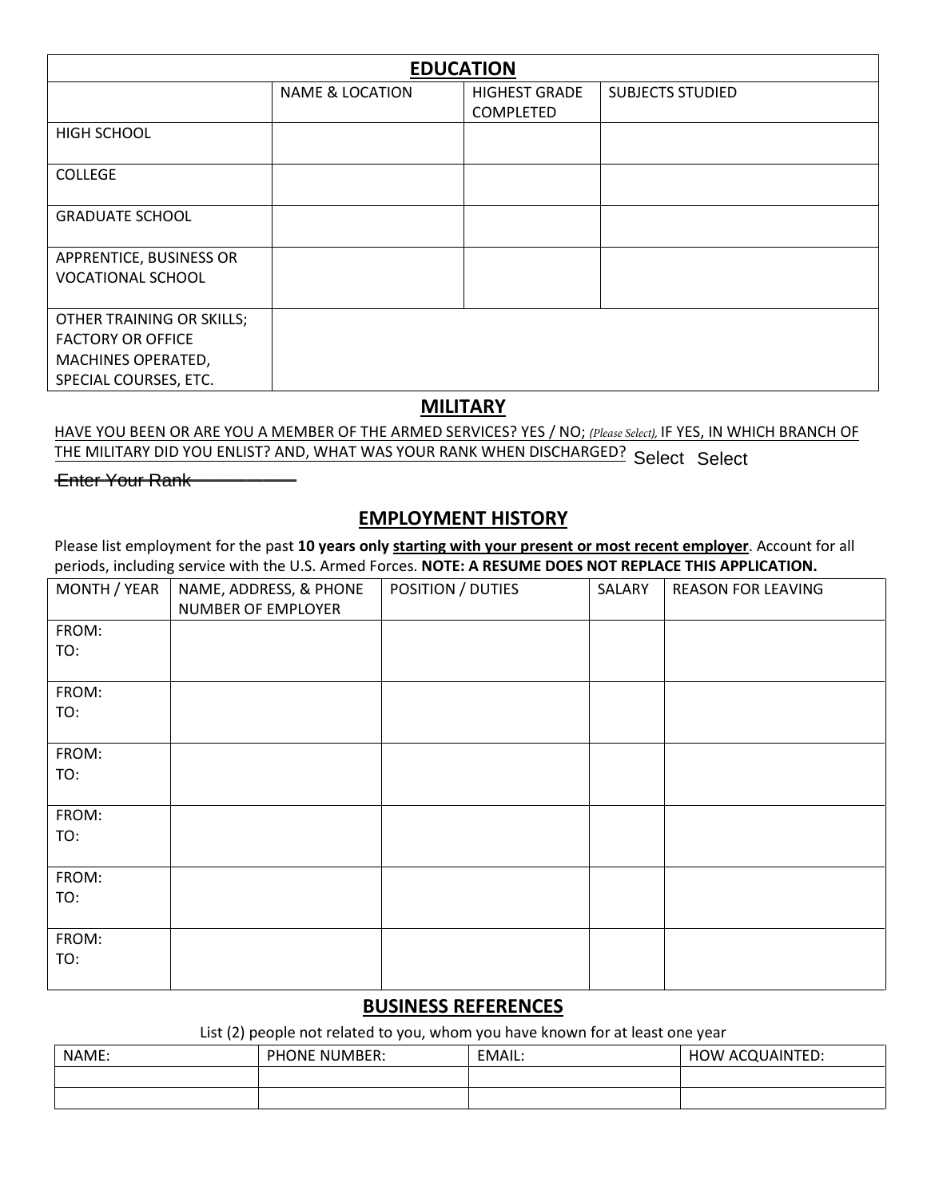## EDUCATION

| | NAME & LOCATION | HIGHEST GRADE COMPLETED | SUBJECTS STUDIED |
|---|---|---|---|
| HIGH SCHOOL | | | |
| COLLEGE | | | |
| GRADUATE SCHOOL | | | |
| APPRENTICE, BUSINESS OR VOCATIONAL SCHOOL | | | |
| OTHER TRAINING OR SKILLS; FACTORY OR OFFICE MACHINES OPERATED, SPECIAL COURSES, ETC. | | | |

## MILITARY

HAVE YOU BEEN OR ARE YOU A MEMBER OF THE ARMED SERVICES? YES / NO; *(Please Select),* IF YES, IN WHICH BRANCH OF THE MILITARY DID YOU ENLIST? AND, WHAT WAS YOUR RANK WHEN DISCHARGED? Select Select

~~Enter Your Rank~~

## EMPLOYMENT HISTORY

Please list employment for the past **10 years only starting with your present or most recent employer**. Account for all periods, including service with the U.S. Armed Forces. **NOTE: A RESUME DOES NOT REPLACE THIS APPLICATION.**

| MONTH / YEAR | NAME, ADDRESS, & PHONE NUMBER OF EMPLOYER | POSITION / DUTIES | SALARY | REASON FOR LEAVING |
|---|---|---|---|---|
| FROM:<br>TO: | | | | |
| FROM:<br>TO: | | | | |
| FROM:<br>TO: | | | | |
| FROM:<br>TO: | | | | |
| FROM:<br>TO: | | | | |
| FROM:<br>TO: | | | | |

## BUSINESS REFERENCES

List (2) people not related to you, whom you have known for at least one year

| NAME: | PHONE NUMBER: | EMAIL: | HOW ACQUAINTED: |
|---|---|---|---|
| | | | |
| | | | |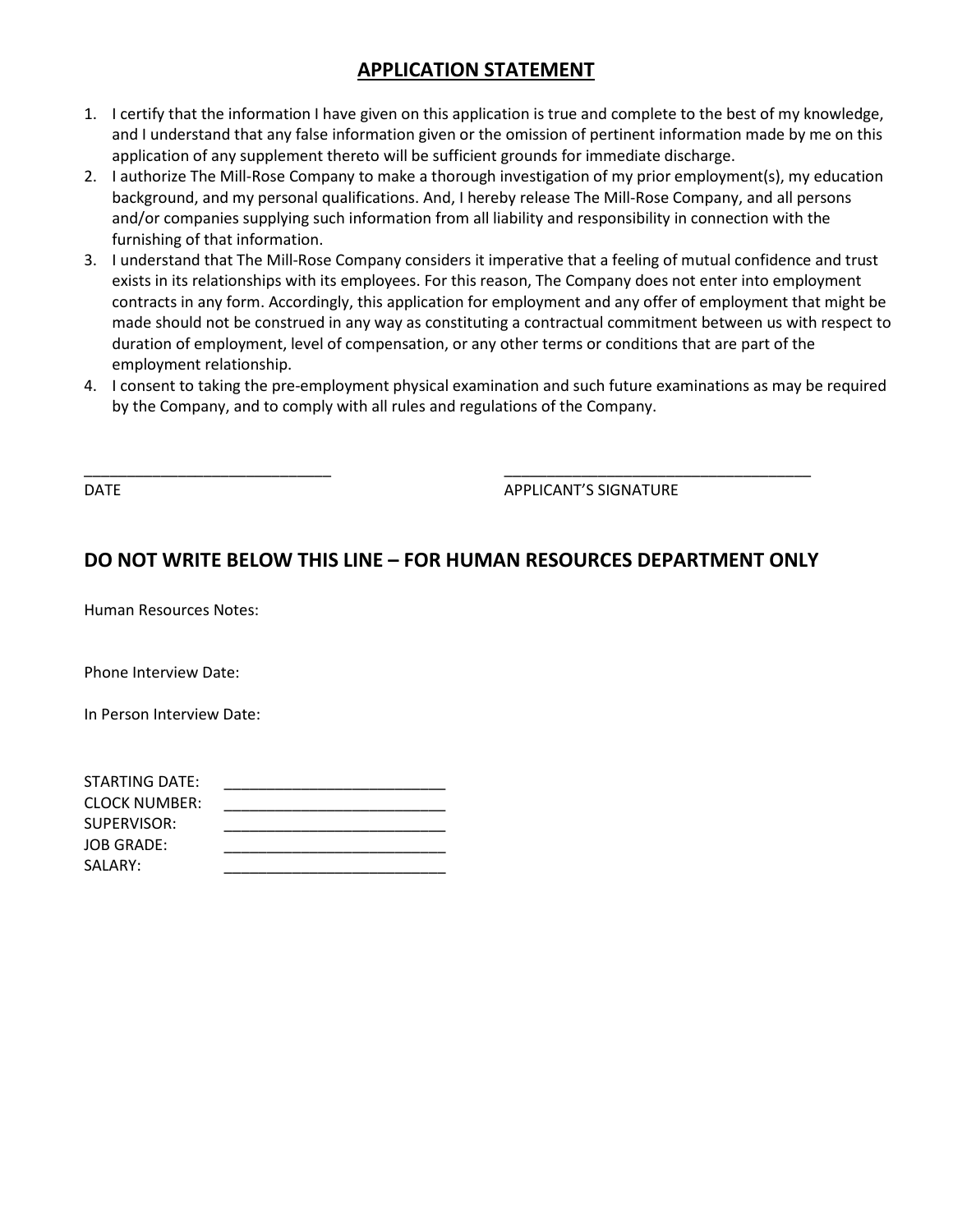# APPLICATION STATEMENT

1. I certify that the information I have given on this application is true and complete to the best of my knowledge, and I understand that any false information given or the omission of pertinent information made by me on this application of any supplement thereto will be sufficient grounds for immediate discharge.
2. I authorize The Mill-Rose Company to make a thorough investigation of my prior employment(s), my education background, and my personal qualifications. And, I hereby release The Mill-Rose Company, and all persons and/or companies supplying such information from all liability and responsibility in connection with the furnishing of that information.
3. I understand that The Mill-Rose Company considers it imperative that a feeling of mutual confidence and trust exists in its relationships with its employees. For this reason, The Company does not enter into employment contracts in any form. Accordingly, this application for employment and any offer of employment that might be made should not be construed in any way as constituting a contractual commitment between us with respect to duration of employment, level of compensation, or any other terms or conditions that are part of the employment relationship.
4. I consent to taking the pre-employment physical examination and such future examinations as may be required by the Company, and to comply with all rules and regulations of the Company.

_____________________________ DATE

_____________________________________ APPLICANT'S SIGNATURE

## DO NOT WRITE BELOW THIS LINE – FOR HUMAN RESOURCES DEPARTMENT ONLY

Human Resources Notes:

Phone Interview Date:

In Person Interview Date:

STARTING DATE: __________________________

CLOCK NUMBER: __________________________

SUPERVISOR: __________________________

JOB GRADE: __________________________

SALARY: __________________________